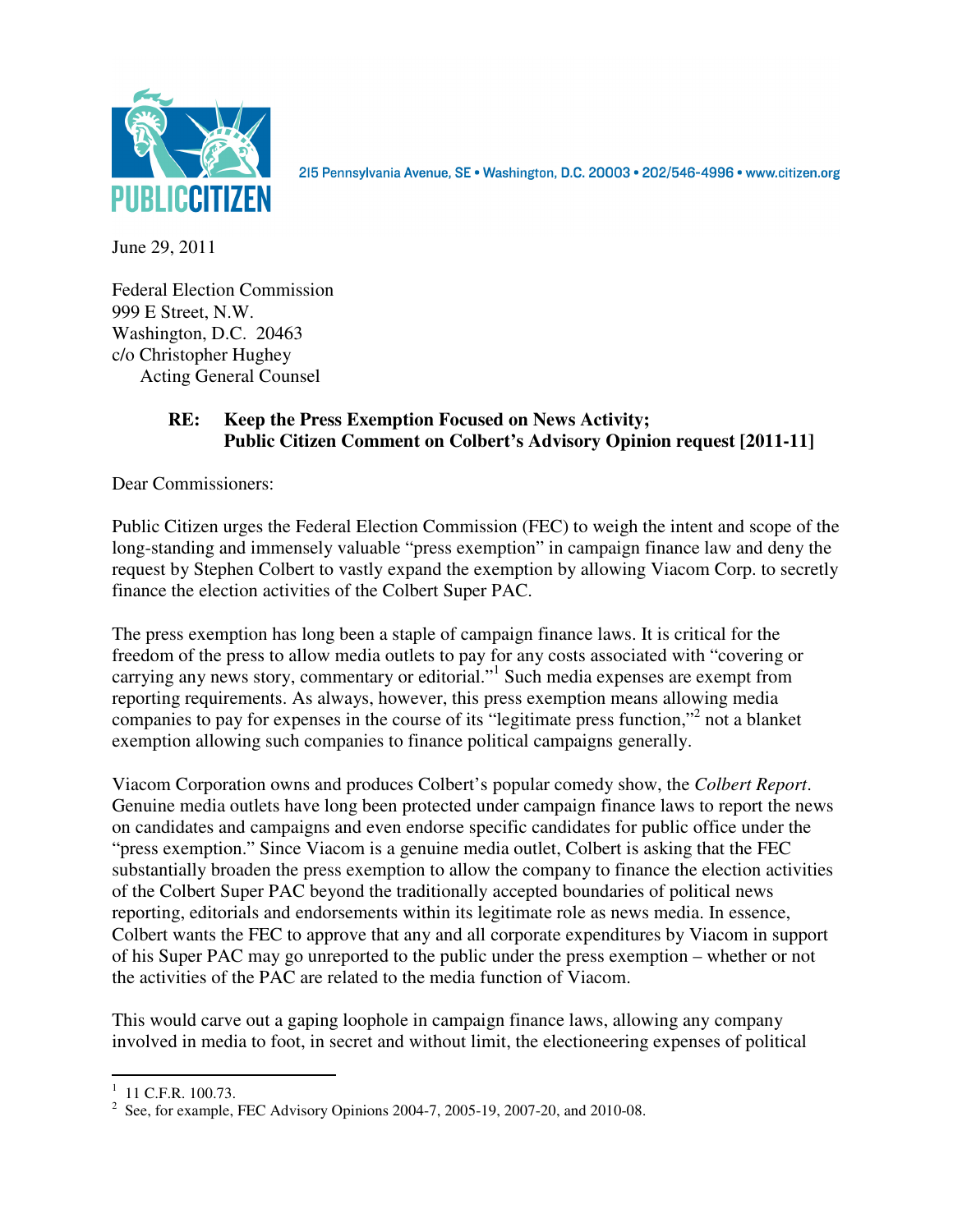PUBLIC CITIZEN

215 Pennsylvania Avenue, SE • Washington, D.C. 20003 • 202/546-4996 • www.citizen.org

June 29, 2011

Federal Election Commission
999 E Street, N.W.
Washington, D.C. 20463
c/o Christopher Hughey
Acting General Counsel

**RE: Keep the Press Exemption Focused on News Activity; Public Citizen Comment on Colbert's Advisory Opinion request [2011-11]**

Dear Commissioners:

Public Citizen urges the Federal Election Commission (FEC) to weigh the intent and scope of the long-standing and immensely valuable "press exemption" in campaign finance law and deny the request by Stephen Colbert to vastly expand the exemption by allowing Viacom Corp. to secretly finance the election activities of the Colbert Super PAC.

The press exemption has long been a staple of campaign finance laws. It is critical for the freedom of the press to allow media outlets to pay for any costs associated with "covering or carrying any news story, commentary or editorial."[1] Such media expenses are exempt from reporting requirements. As always, however, this press exemption means allowing media companies to pay for expenses in the course of its "legitimate press function,"[2] not a blanket exemption allowing such companies to finance political campaigns generally.

Viacom Corporation owns and produces Colbert's popular comedy show, the *Colbert Report*. Genuine media outlets have long been protected under campaign finance laws to report the news on candidates and campaigns and even endorse specific candidates for public office under the "press exemption." Since Viacom is a genuine media outlet, Colbert is asking that the FEC substantially broaden the press exemption to allow the company to finance the election activities of the Colbert Super PAC beyond the traditionally accepted boundaries of political news reporting, editorials and endorsements within its legitimate role as news media. In essence, Colbert wants the FEC to approve that any and all corporate expenditures by Viacom in support of his Super PAC may go unreported to the public under the press exemption – whether or not the activities of the PAC are related to the media function of Viacom.

This would carve out a gaping loophole in campaign finance laws, allowing any company involved in media to foot, in secret and without limit, the electioneering expenses of political

---

[1] 11 C.F.R. 100.73.

[2] See, for example, FEC Advisory Opinions 2004-7, 2005-19, 2007-20, and 2010-08.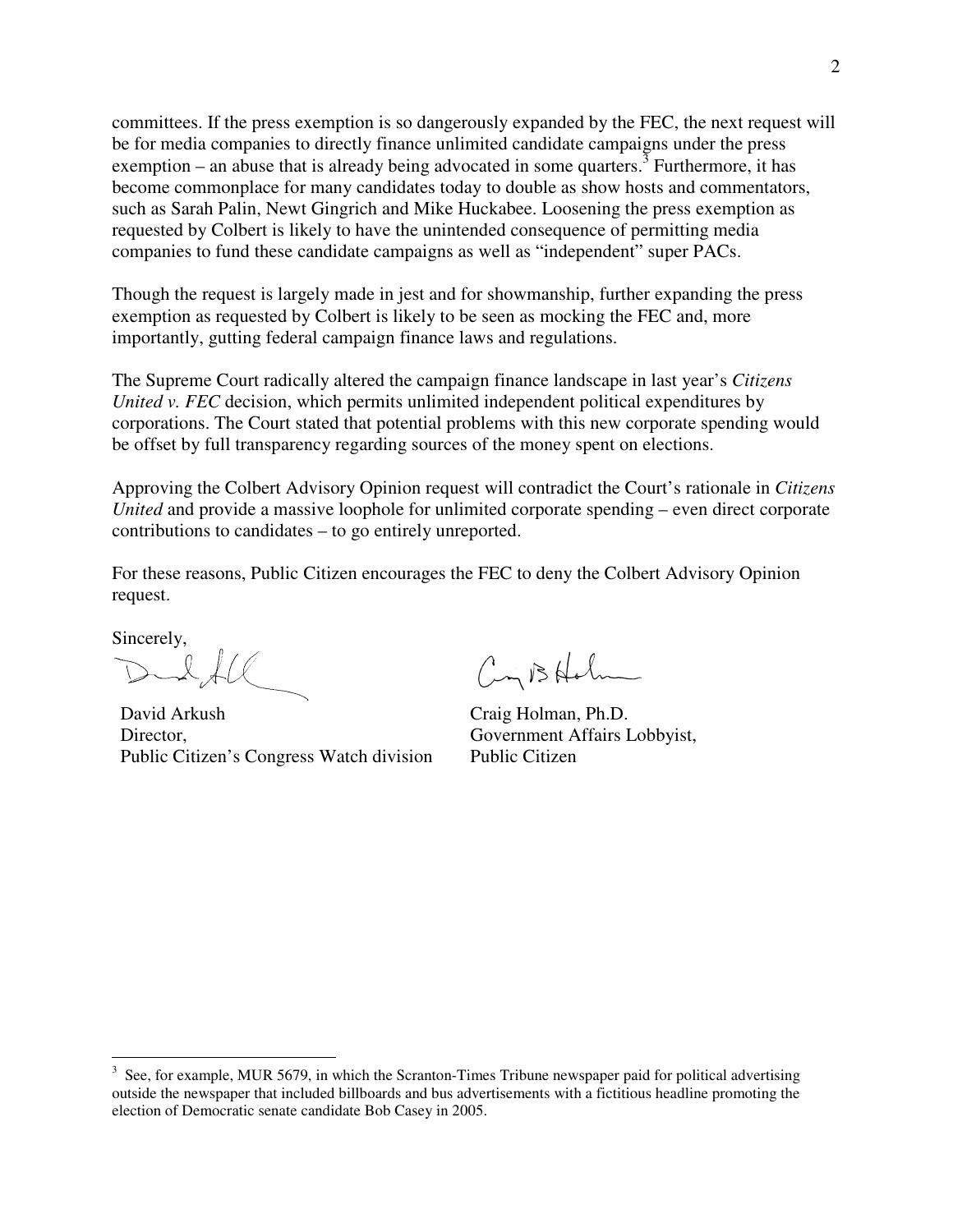committees. If the press exemption is so dangerously expanded by the FEC, the next request will be for media companies to directly finance unlimited candidate campaigns under the press exemption – an abuse that is already being advocated in some quarters.[3] Furthermore, it has become commonplace for many candidates today to double as show hosts and commentators, such as Sarah Palin, Newt Gingrich and Mike Huckabee. Loosening the press exemption as requested by Colbert is likely to have the unintended consequence of permitting media companies to fund these candidate campaigns as well as "independent" super PACs.

Though the request is largely made in jest and for showmanship, further expanding the press exemption as requested by Colbert is likely to be seen as mocking the FEC and, more importantly, gutting federal campaign finance laws and regulations.

The Supreme Court radically altered the campaign finance landscape in last year's *Citizens United v. FEC* decision, which permits unlimited independent political expenditures by corporations. The Court stated that potential problems with this new corporate spending would be offset by full transparency regarding sources of the money spent on elections.

Approving the Colbert Advisory Opinion request will contradict the Court's rationale in *Citizens United* and provide a massive loophole for unlimited corporate spending – even direct corporate contributions to candidates – to go entirely unreported.

For these reasons, Public Citizen encourages the FEC to deny the Colbert Advisory Opinion request.

Sincerely,

David Arkush
Director,
Public Citizen's Congress Watch division

Craig Holman, Ph.D.
Government Affairs Lobbyist,
Public Citizen

---

[3] See, for example, MUR 5679, in which the Scranton-Times Tribune newspaper paid for political advertising outside the newspaper that included billboards and bus advertisements with a fictitious headline promoting the election of Democratic senate candidate Bob Casey in 2005.